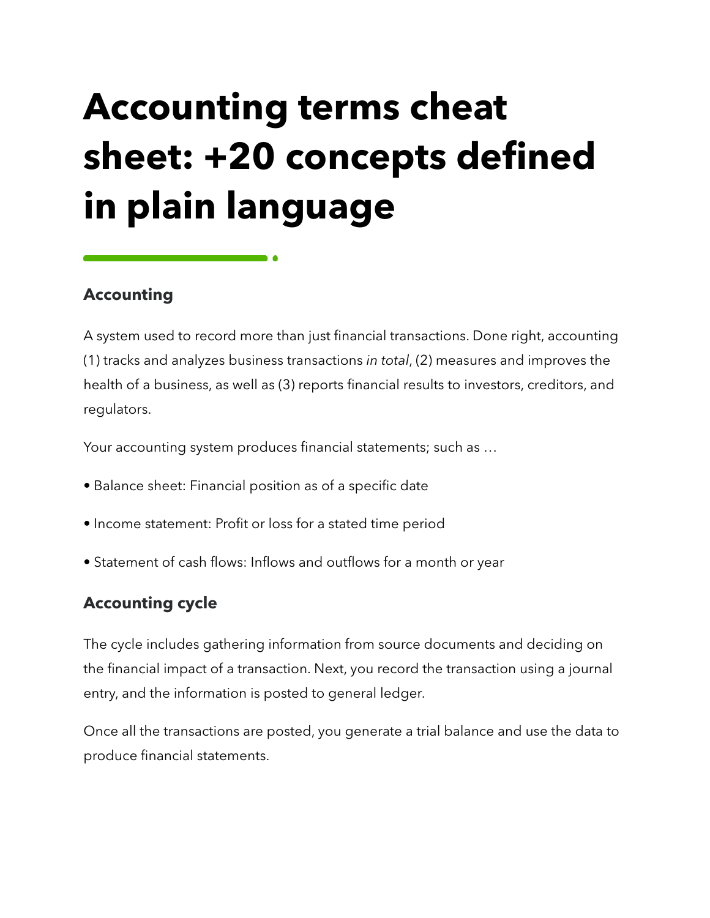# Accounting terms cheat sheet: +20 concepts defined in plain language

## Accounting

A system used to record more than just financial transactions. Done right, accounting (1) tracks and analyzes business transactions *in total*, (2) measures and improves the health of a business, as well as (3) reports financial results to investors, creditors, and regulators.

Your accounting system produces financial statements; such as …

- Balance sheet: Financial position as of a specific date
- Income statement: Profit or loss for a stated time period
- Statement of cash flows: Inflows and outflows for a month or year

## Accounting cycle

The cycle includes gathering information from source documents and deciding on the financial impact of a transaction. Next, you record the transaction using a journal entry, and the information is posted to general ledger.

Once all the transactions are posted, you generate a trial balance and use the data to produce financial statements.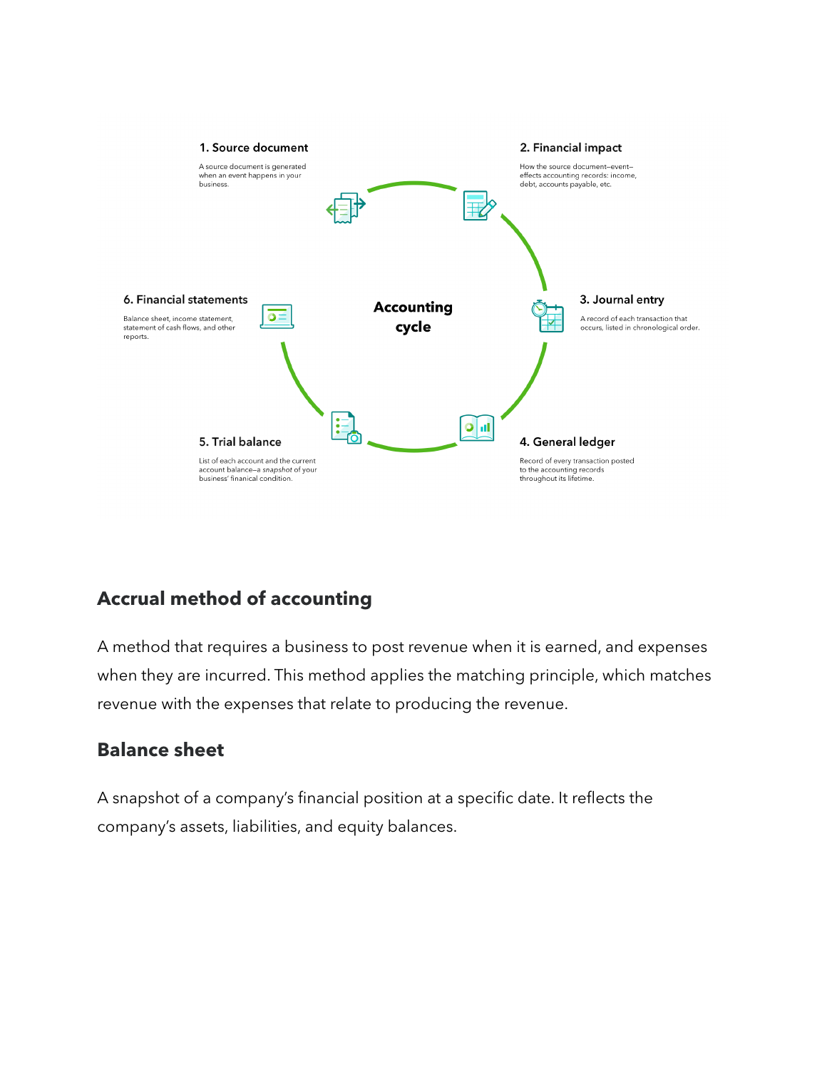**Accounting cycle**

**1. Source document**

A source document is generated when an event happens in your business.

**2. Financial impact**

How the source document—event—effects accounting records: income, debt, accounts payable, etc.

**3. Journal entry**

A record of each transaction that occurs, listed in chronological order.

**4. General ledger**

Record of every transaction posted to the accounting records throughout its lifetime.

**5. Trial balance**

List of each account and the current account balance—a *snapshot* of your business' finanical condition.

**6. Financial statements**

Balance sheet, income statement, statement of cash flows, and other reports.

## Accrual method of accounting

A method that requires a business to post revenue when it is earned, and expenses when they are incurred. This method applies the matching principle, which matches revenue with the expenses that relate to producing the revenue.

## Balance sheet

A snapshot of a company's financial position at a specific date. It reflects the company's assets, liabilities, and equity balances.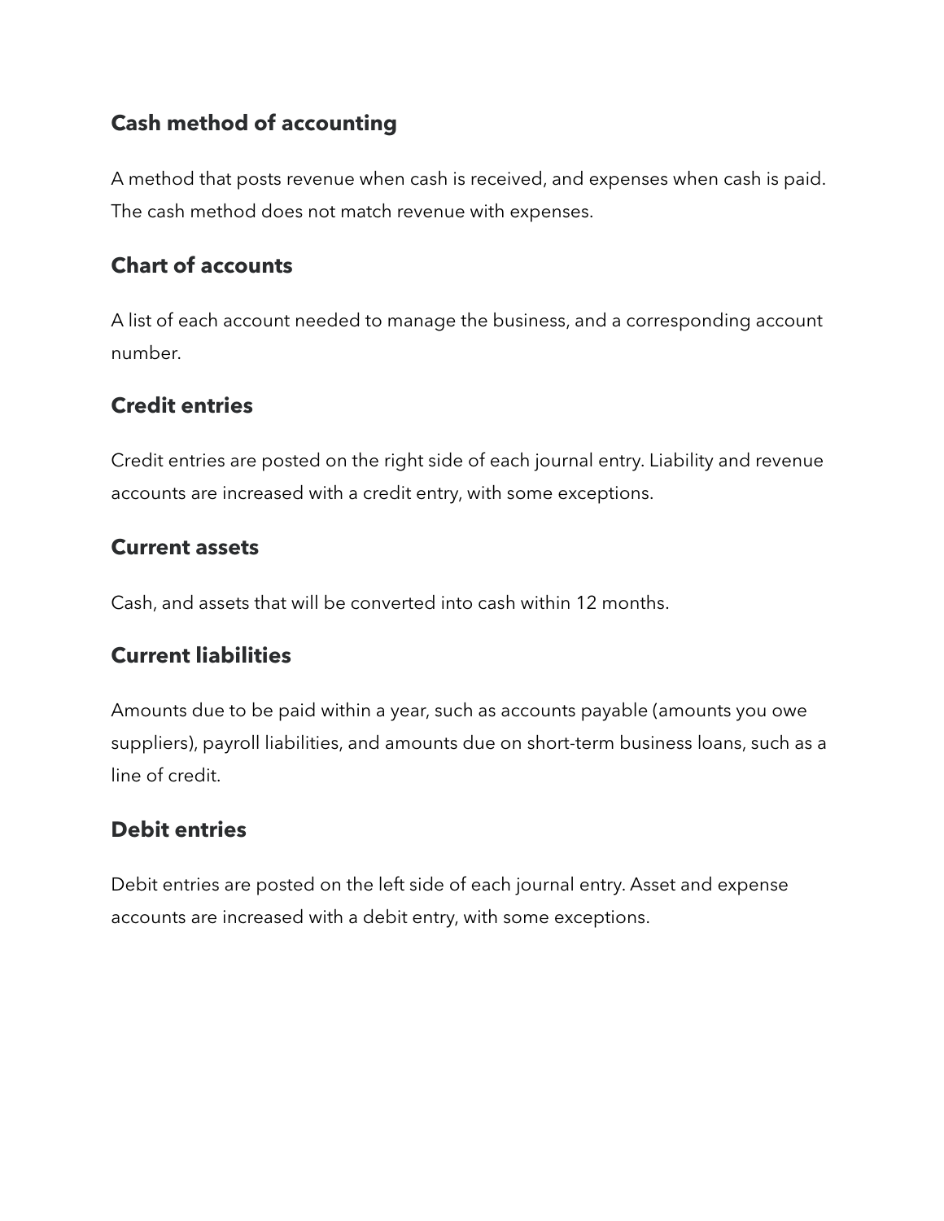### Cash method of accounting

A method that posts revenue when cash is received, and expenses when cash is paid. The cash method does not match revenue with expenses.

### Chart of accounts

A list of each account needed to manage the business, and a corresponding account number.

### Credit entries

Credit entries are posted on the right side of each journal entry. Liability and revenue accounts are increased with a credit entry, with some exceptions.

### Current assets

Cash, and assets that will be converted into cash within 12 months.

### Current liabilities

Amounts due to be paid within a year, such as accounts payable (amounts you owe suppliers), payroll liabilities, and amounts due on short-term business loans, such as a line of credit.

### Debit entries

Debit entries are posted on the left side of each journal entry. Asset and expense accounts are increased with a debit entry, with some exceptions.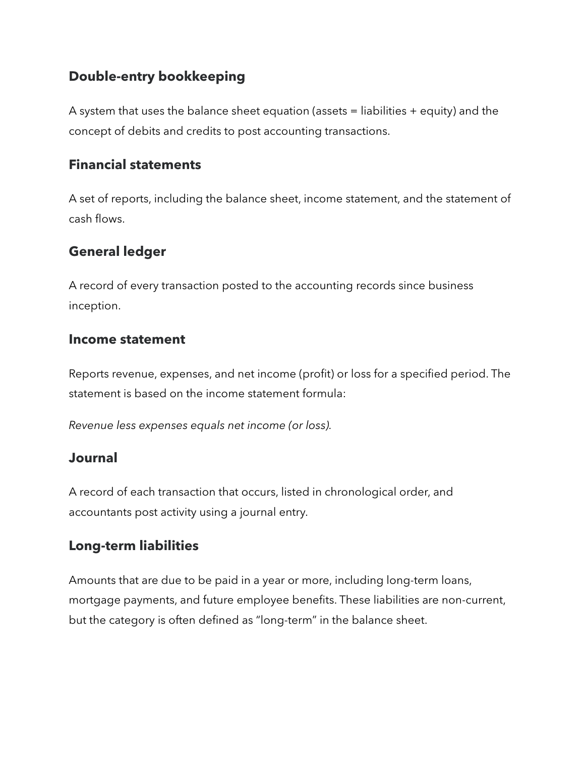### Double-entry bookkeeping

A system that uses the balance sheet equation (assets = liabilities + equity) and the concept of debits and credits to post accounting transactions.

### Financial statements

A set of reports, including the balance sheet, income statement, and the statement of cash flows.

### General ledger

A record of every transaction posted to the accounting records since business inception.

### Income statement

Reports revenue, expenses, and net income (profit) or loss for a specified period. The statement is based on the income statement formula:

*Revenue less expenses equals net income (or loss).*

### Journal

A record of each transaction that occurs, listed in chronological order, and accountants post activity using a journal entry.

### Long-term liabilities

Amounts that are due to be paid in a year or more, including long-term loans, mortgage payments, and future employee benefits. These liabilities are non-current, but the category is often defined as "long-term" in the balance sheet.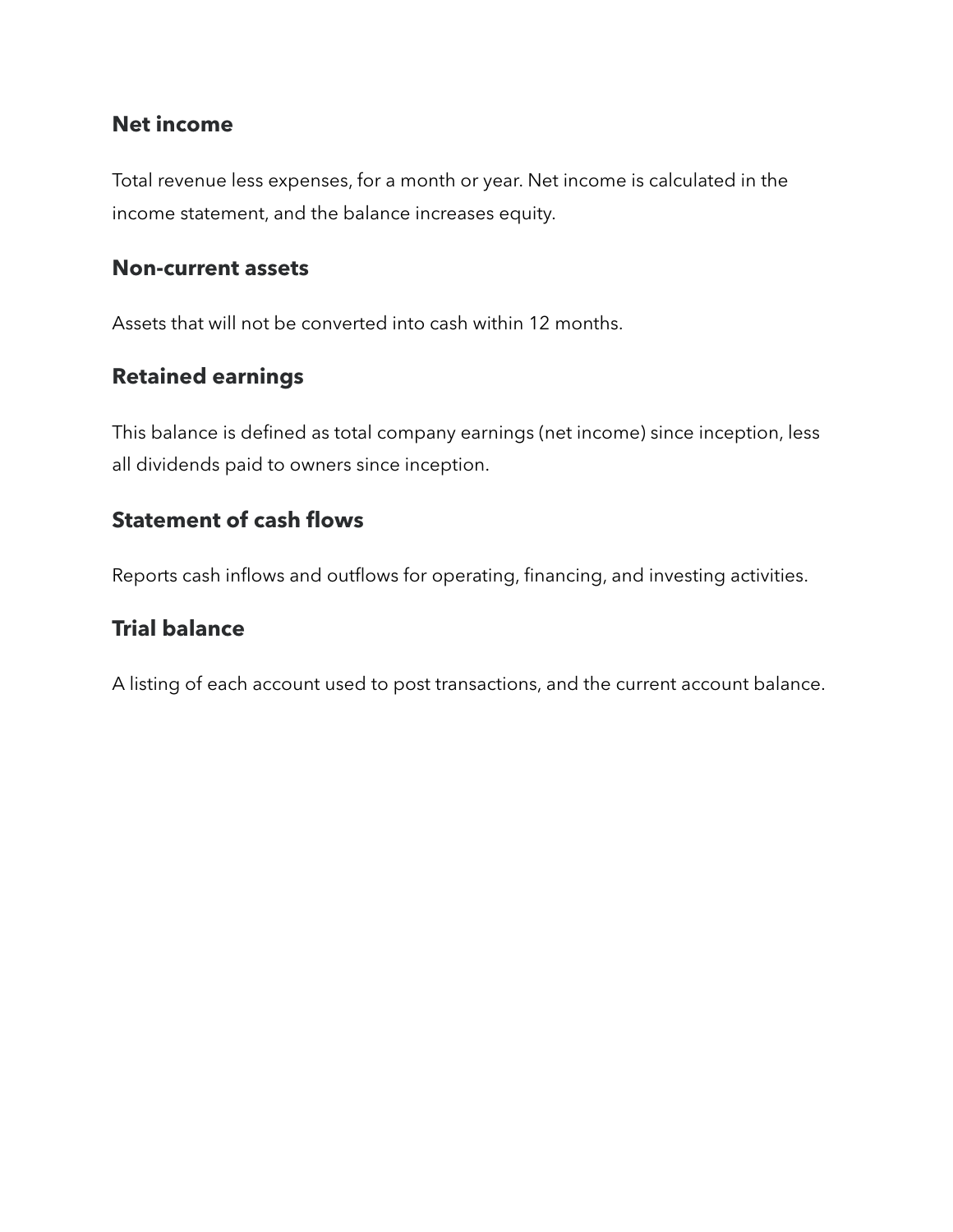### Net income

Total revenue less expenses, for a month or year. Net income is calculated in the income statement, and the balance increases equity.

### Non-current assets

Assets that will not be converted into cash within 12 months.

### Retained earnings

This balance is defined as total company earnings (net income) since inception, less all dividends paid to owners since inception.

### Statement of cash flows

Reports cash inflows and outflows for operating, financing, and investing activities.

### Trial balance

A listing of each account used to post transactions, and the current account balance.